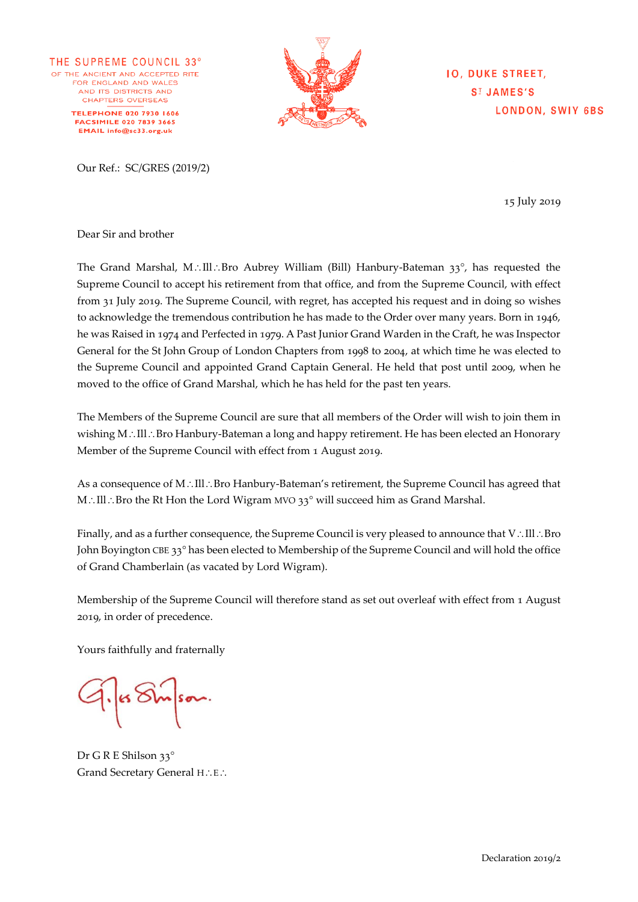THE SUPREME COUNCIL 33°
OF THE ANCIENT AND ACCEPTED RITE
FOR ENGLAND AND WALES
AND ITS DISTRICTS AND
CHAPTERS OVERSEAS

TELEPHONE 020 7930 1606
FACSIMILE 020 7839 3665
EMAIL info@sc33.org.uk

10, DUKE STREET,
ST JAMES'S
LONDON, SW1Y 6BS

Our Ref.: SC/GRES (2019/2)

15 July 2019

Dear Sir and brother

The Grand Marshal, M∴Ill∴Bro Aubrey William (Bill) Hanbury-Bateman 33°, has requested the Supreme Council to accept his retirement from that office, and from the Supreme Council, with effect from 31 July 2019. The Supreme Council, with regret, has accepted his request and in doing so wishes to acknowledge the tremendous contribution he has made to the Order over many years. Born in 1946, he was Raised in 1974 and Perfected in 1979. A Past Junior Grand Warden in the Craft, he was Inspector General for the St John Group of London Chapters from 1998 to 2004, at which time he was elected to the Supreme Council and appointed Grand Captain General. He held that post until 2009, when he moved to the office of Grand Marshal, which he has held for the past ten years.

The Members of the Supreme Council are sure that all members of the Order will wish to join them in wishing M∴Ill∴Bro Hanbury-Bateman a long and happy retirement. He has been elected an Honorary Member of the Supreme Council with effect from 1 August 2019.

As a consequence of M∴Ill∴Bro Hanbury-Bateman's retirement, the Supreme Council has agreed that M∴Ill∴Bro the Rt Hon the Lord Wigram MVO 33° will succeed him as Grand Marshal.

Finally, and as a further consequence, the Supreme Council is very pleased to announce that V∴Ill∴Bro John Boyington CBE 33° has been elected to Membership of the Supreme Council and will hold the office of Grand Chamberlain (as vacated by Lord Wigram).

Membership of the Supreme Council will therefore stand as set out overleaf with effect from 1 August 2019, in order of precedence.

Yours faithfully and fraternally

Giles Shilson.

Dr G R E Shilson 33°
Grand Secretary General H∴E∴

Declaration 2019/2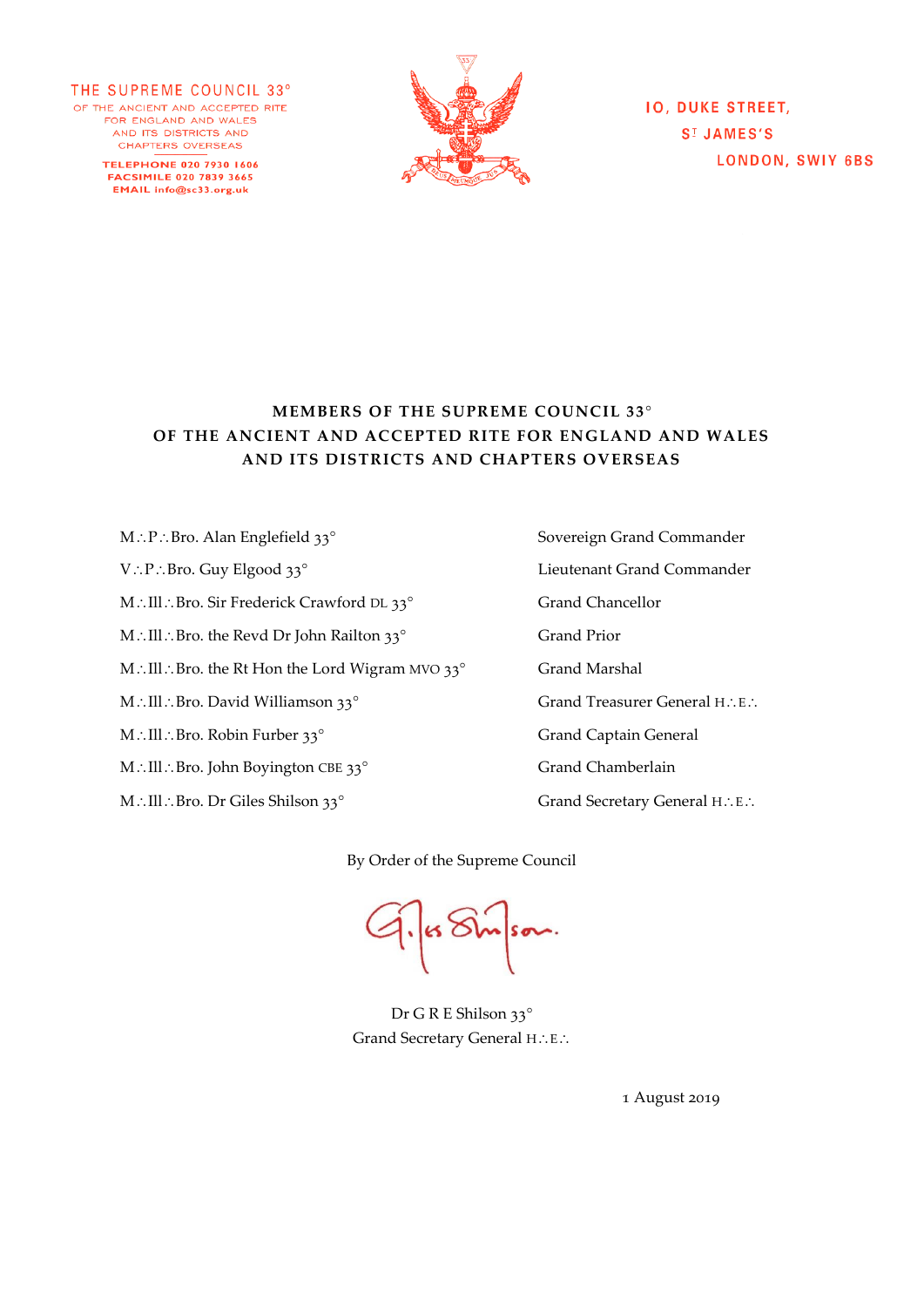THE SUPREME COUNCIL 33°
OF THE ANCIENT AND ACCEPTED RITE
FOR ENGLAND AND WALES
AND ITS DISTRICTS AND
CHAPTERS OVERSEAS

TELEPHONE 020 7930 1606
FACSIMILE 020 7839 3665
EMAIL info@sc33.org.uk

10, DUKE STREET,
ST JAMES'S
LONDON, SW1Y 6BS

**MEMBERS OF THE SUPREME COUNCIL 33°**
**OF THE ANCIENT AND ACCEPTED RITE FOR ENGLAND AND WALES**
**AND ITS DISTRICTS AND CHAPTERS OVERSEAS**

| | |
|---|---|
| M∴P∴Bro. Alan Englefield 33° | Sovereign Grand Commander |
| V∴P∴Bro. Guy Elgood 33° | Lieutenant Grand Commander |
| M∴Ill∴Bro. Sir Frederick Crawford DL 33° | Grand Chancellor |
| M∴Ill∴Bro. the Revd Dr John Railton 33° | Grand Prior |
| M∴Ill∴Bro. the Rt Hon the Lord Wigram MVO 33° | Grand Marshal |
| M∴Ill∴Bro. David Williamson 33° | Grand Treasurer General H∴E∴ |
| M∴Ill∴Bro. Robin Furber 33° | Grand Captain General |
| M∴Ill∴Bro. John Boyington CBE 33° | Grand Chamberlain |
| M∴Ill∴Bro. Dr Giles Shilson 33° | Grand Secretary General H∴E∴ |

By Order of the Supreme Council

Dr G R E Shilson 33°
Grand Secretary General H∴E∴

1 August 2019